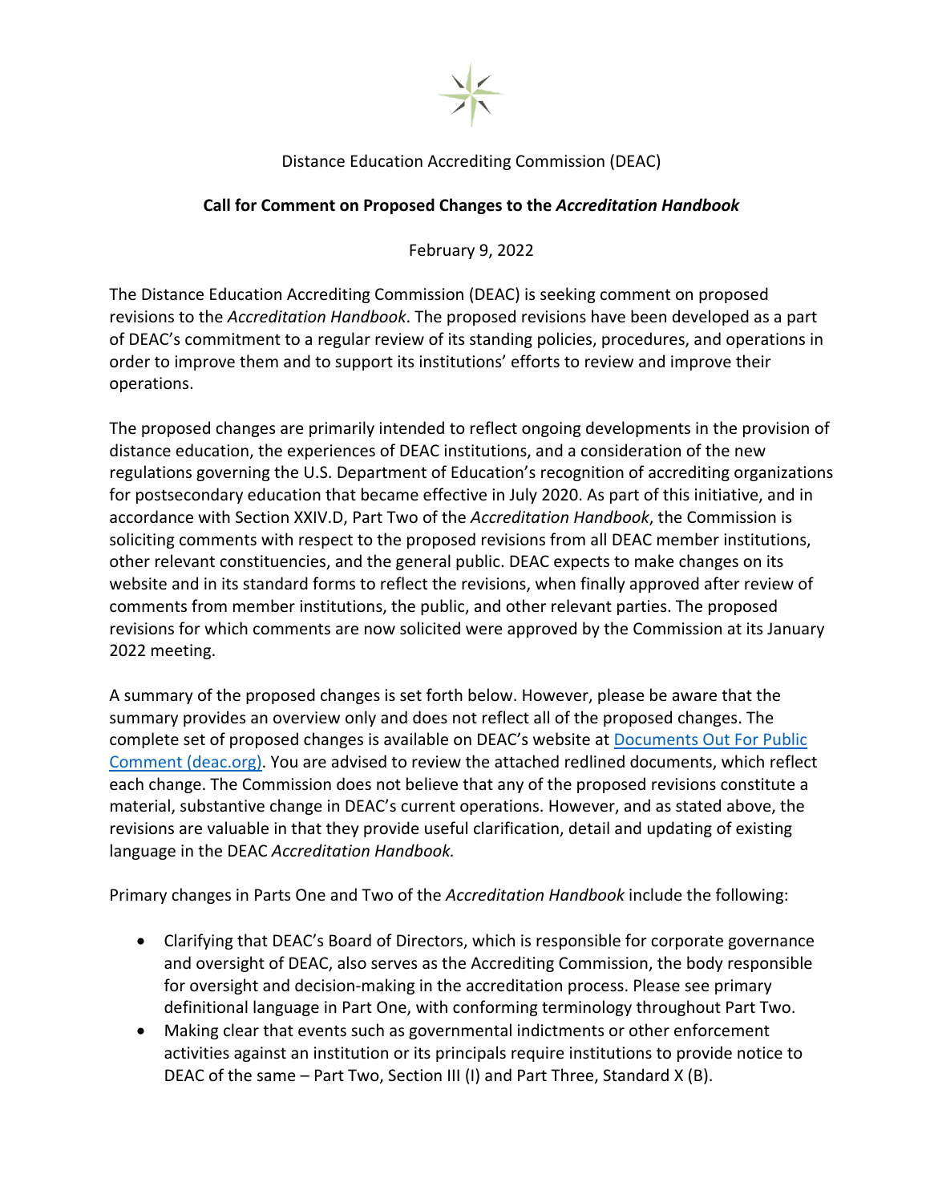Distance Education Accrediting Commission (DEAC)

**Call for Comment on Proposed Changes to the *Accreditation Handbook***

February 9, 2022

The Distance Education Accrediting Commission (DEAC) is seeking comment on proposed revisions to the *Accreditation Handbook*. The proposed revisions have been developed as a part of DEAC's commitment to a regular review of its standing policies, procedures, and operations in order to improve them and to support its institutions' efforts to review and improve their operations.

The proposed changes are primarily intended to reflect ongoing developments in the provision of distance education, the experiences of DEAC institutions, and a consideration of the new regulations governing the U.S. Department of Education's recognition of accrediting organizations for postsecondary education that became effective in July 2020. As part of this initiative, and in accordance with Section XXIV.D, Part Two of the *Accreditation Handbook*, the Commission is soliciting comments with respect to the proposed revisions from all DEAC member institutions, other relevant constituencies, and the general public. DEAC expects to make changes on its website and in its standard forms to reflect the revisions, when finally approved after review of comments from member institutions, the public, and other relevant parties. The proposed revisions for which comments are now solicited were approved by the Commission at its January 2022 meeting.

A summary of the proposed changes is set forth below. However, please be aware that the summary provides an overview only and does not reflect all of the proposed changes. The complete set of proposed changes is available on DEAC's website at Documents Out For Public Comment (deac.org). You are advised to review the attached redlined documents, which reflect each change. The Commission does not believe that any of the proposed revisions constitute a material, substantive change in DEAC's current operations. However, and as stated above, the revisions are valuable in that they provide useful clarification, detail and updating of existing language in the DEAC *Accreditation Handbook.*

Primary changes in Parts One and Two of the *Accreditation Handbook* include the following:

- Clarifying that DEAC's Board of Directors, which is responsible for corporate governance and oversight of DEAC, also serves as the Accrediting Commission, the body responsible for oversight and decision-making in the accreditation process. Please see primary definitional language in Part One, with conforming terminology throughout Part Two.
- Making clear that events such as governmental indictments or other enforcement activities against an institution or its principals require institutions to provide notice to DEAC of the same – Part Two, Section III (I) and Part Three, Standard X (B).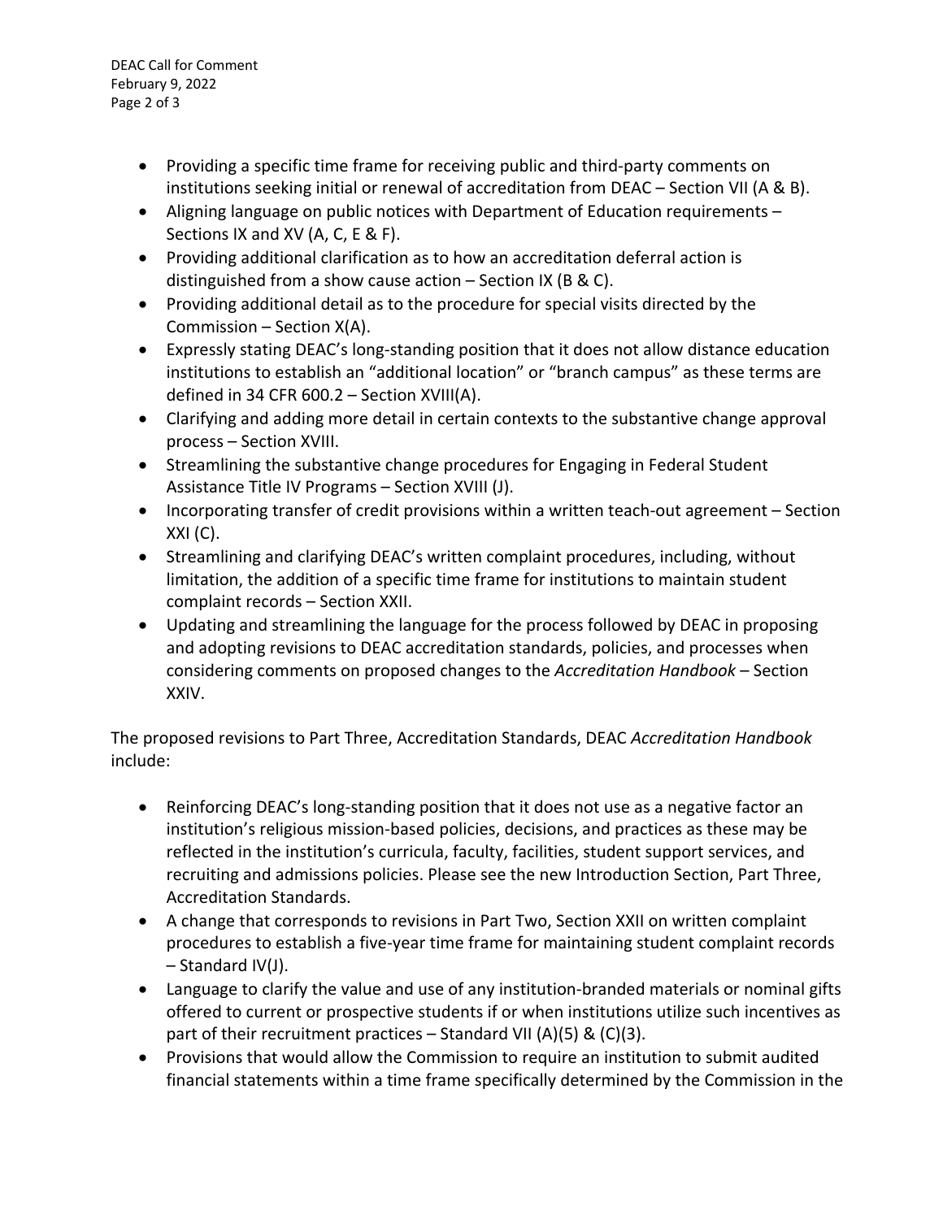- Providing a specific time frame for receiving public and third-party comments on institutions seeking initial or renewal of accreditation from DEAC – Section VII (A & B).
- Aligning language on public notices with Department of Education requirements – Sections IX and XV (A, C, E & F).
- Providing additional clarification as to how an accreditation deferral action is distinguished from a show cause action – Section IX (B & C).
- Providing additional detail as to the procedure for special visits directed by the Commission – Section X(A).
- Expressly stating DEAC's long-standing position that it does not allow distance education institutions to establish an "additional location" or "branch campus" as these terms are defined in 34 CFR 600.2 – Section XVIII(A).
- Clarifying and adding more detail in certain contexts to the substantive change approval process – Section XVIII.
- Streamlining the substantive change procedures for Engaging in Federal Student Assistance Title IV Programs – Section XVIII (J).
- Incorporating transfer of credit provisions within a written teach-out agreement – Section XXI (C).
- Streamlining and clarifying DEAC's written complaint procedures, including, without limitation, the addition of a specific time frame for institutions to maintain student complaint records – Section XXII.
- Updating and streamlining the language for the process followed by DEAC in proposing and adopting revisions to DEAC accreditation standards, policies, and processes when considering comments on proposed changes to the *Accreditation Handbook* – Section XXIV.

The proposed revisions to Part Three, Accreditation Standards, DEAC *Accreditation Handbook* include:

- Reinforcing DEAC's long-standing position that it does not use as a negative factor an institution's religious mission-based policies, decisions, and practices as these may be reflected in the institution's curricula, faculty, facilities, student support services, and recruiting and admissions policies. Please see the new Introduction Section, Part Three, Accreditation Standards.
- A change that corresponds to revisions in Part Two, Section XXII on written complaint procedures to establish a five-year time frame for maintaining student complaint records – Standard IV(J).
- Language to clarify the value and use of any institution-branded materials or nominal gifts offered to current or prospective students if or when institutions utilize such incentives as part of their recruitment practices – Standard VII (A)(5) & (C)(3).
- Provisions that would allow the Commission to require an institution to submit audited financial statements within a time frame specifically determined by the Commission in the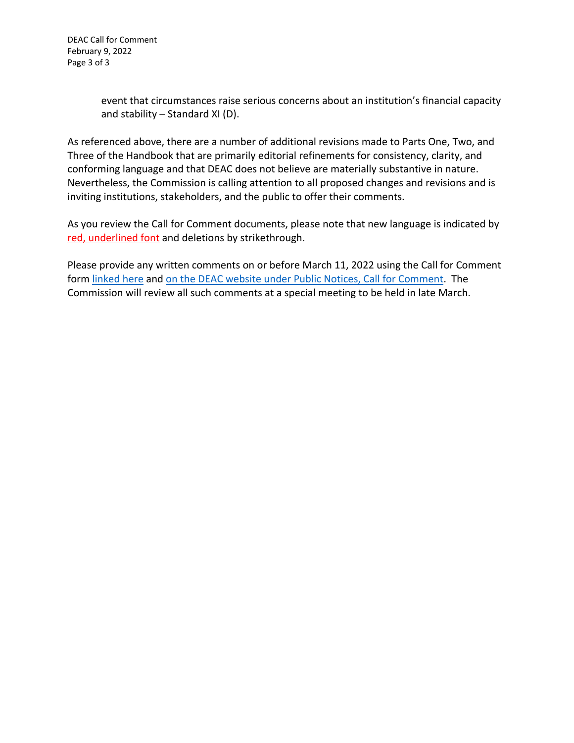event that circumstances raise serious concerns about an institution's financial capacity and stability – Standard XI (D).

As referenced above, there are a number of additional revisions made to Parts One, Two, and Three of the Handbook that are primarily editorial refinements for consistency, clarity, and conforming language and that DEAC does not believe are materially substantive in nature. Nevertheless, the Commission is calling attention to all proposed changes and revisions and is inviting institutions, stakeholders, and the public to offer their comments.

As you review the Call for Comment documents, please note that new language is indicated by red, underlined font and deletions by ~~strikethrough.~~

Please provide any written comments on or before March 11, 2022 using the Call for Comment form linked here and on the DEAC website under Public Notices, Call for Comment. The Commission will review all such comments at a special meeting to be held in late March.